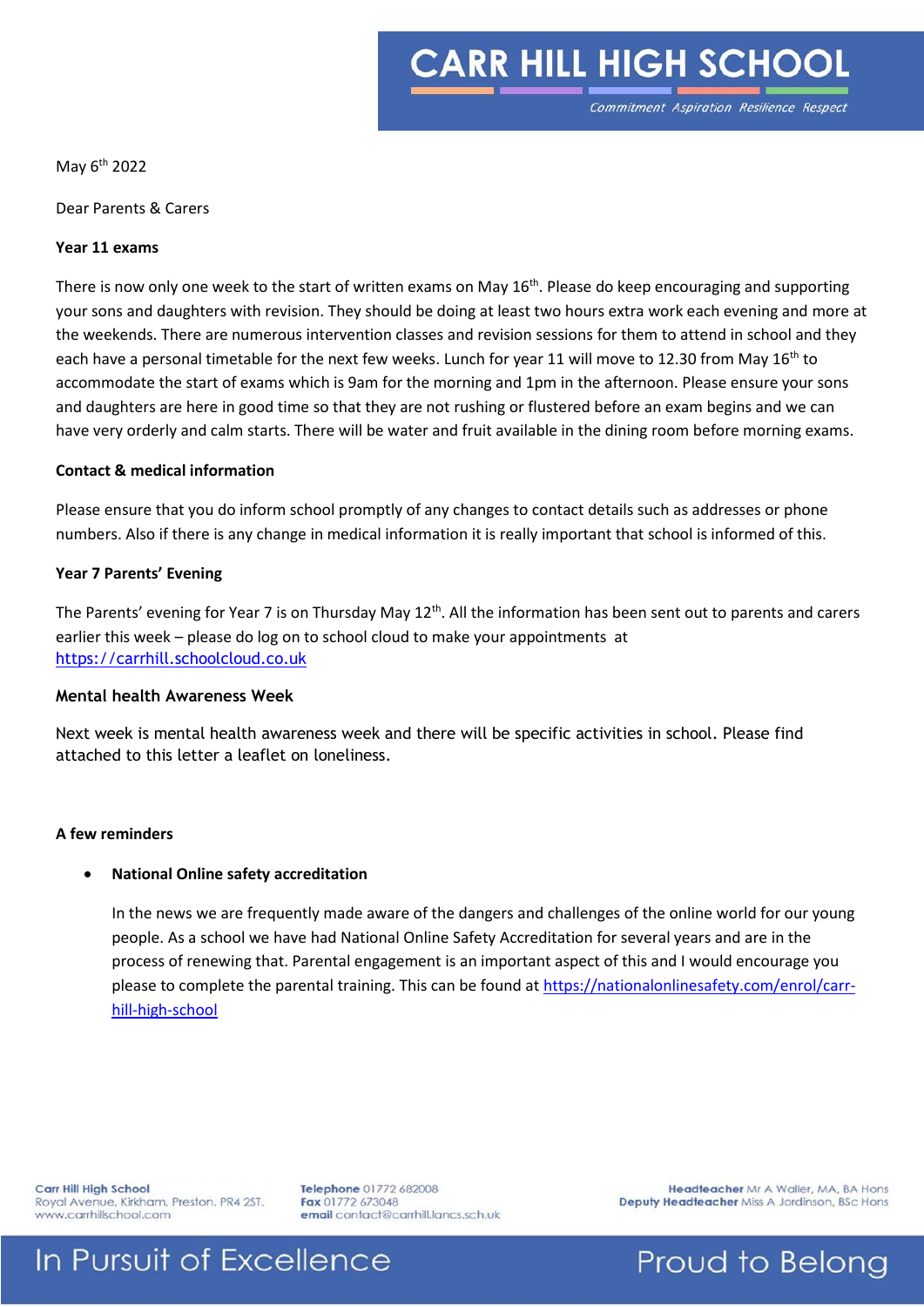# CARR HILL HIGH SCHOOL

*Commitment Aspiration Resilience Respect*

May 6th 2022

Dear Parents & Carers

**Year 11 exams**

There is now only one week to the start of written exams on May 16th. Please do keep encouraging and supporting your sons and daughters with revision. They should be doing at least two hours extra work each evening and more at the weekends. There are numerous intervention classes and revision sessions for them to attend in school and they each have a personal timetable for the next few weeks. Lunch for year 11 will move to 12.30 from May 16th to accommodate the start of exams which is 9am for the morning and 1pm in the afternoon. Please ensure your sons and daughters are here in good time so that they are not rushing or flustered before an exam begins and we can have very orderly and calm starts. There will be water and fruit available in the dining room before morning exams.

**Contact & medical information**

Please ensure that you do inform school promptly of any changes to contact details such as addresses or phone numbers. Also if there is any change in medical information it is really important that school is informed of this.

**Year 7 Parents' Evening**

The Parents' evening for Year 7 is on Thursday May 12th. All the information has been sent out to parents and carers earlier this week – please do log on to school cloud to make your appointments at https://carrhill.schoolcloud.co.uk

**Mental health Awareness Week**

Next week is mental health awareness week and there will be specific activities in school. Please find attached to this letter a leaflet on loneliness.

**A few reminders**

- **National Online safety accreditation**

  In the news we are frequently made aware of the dangers and challenges of the online world for our young people. As a school we have had National Online Safety Accreditation for several years and are in the process of renewing that. Parental engagement is an important aspect of this and I would encourage you please to complete the parental training. This can be found at https://nationalonlinesafety.com/enrol/carr-hill-high-school

**Carr Hill High School**
Royal Avenue, Kirkham, Preston. PR4 2ST.
www.carrhillschool.com

**Telephone** 01772 682008
**Fax** 01772 673048
**email** contact@carrhill.lancs.sch.uk

**Headteacher** Mr A Waller, MA, BA Hons
**Deputy Headteacher** Miss A Jordinson, BSc Hons

In Pursuit of Excellence — Proud to Belong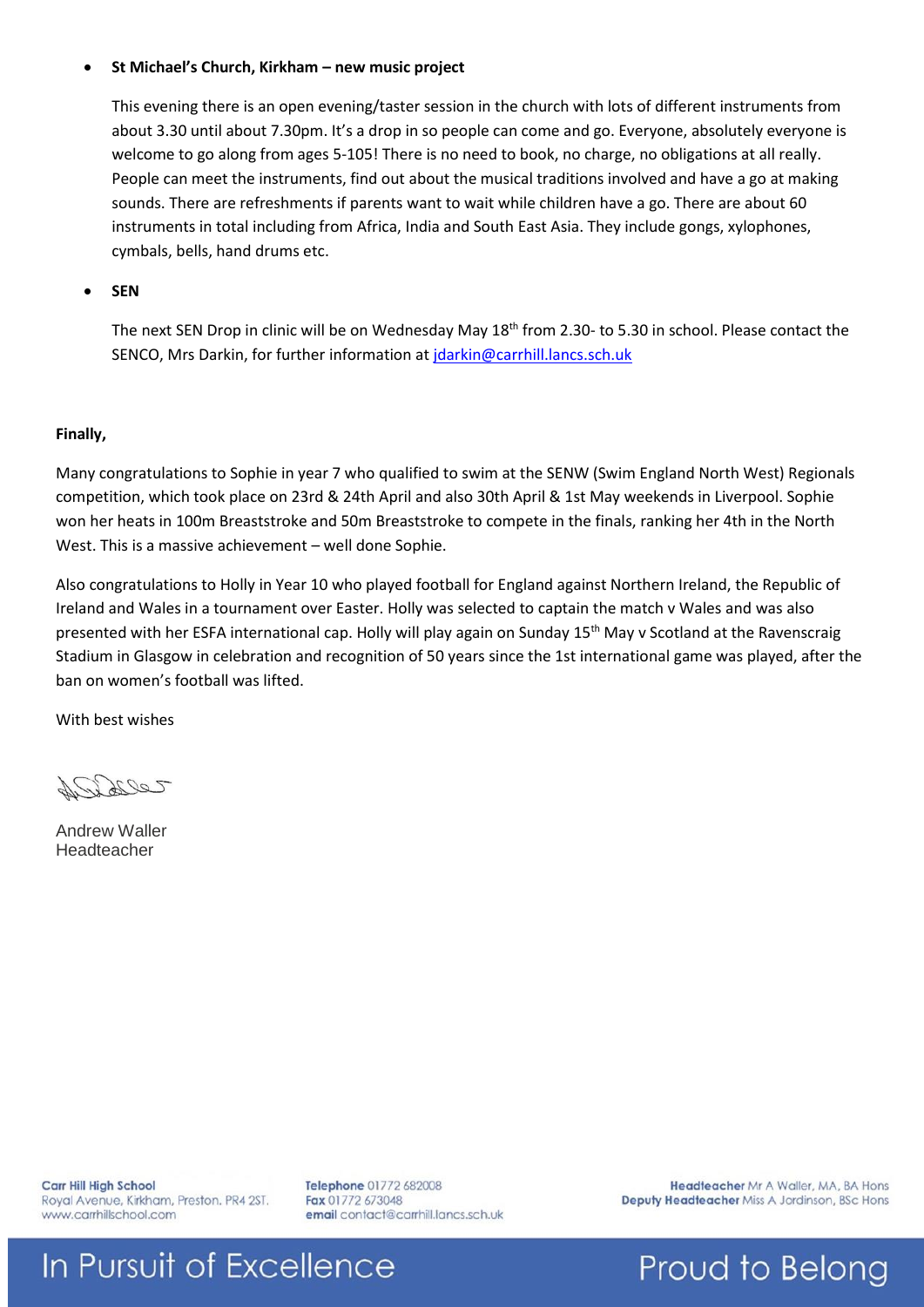- **St Michael's Church, Kirkham – new music project**

  This evening there is an open evening/taster session in the church with lots of different instruments from about 3.30 until about 7.30pm. It's a drop in so people can come and go. Everyone, absolutely everyone is welcome to go along from ages 5-105! There is no need to book, no charge, no obligations at all really. People can meet the instruments, find out about the musical traditions involved and have a go at making sounds. There are refreshments if parents want to wait while children have a go. There are about 60 instruments in total including from Africa, India and South East Asia. They include gongs, xylophones, cymbals, bells, hand drums etc.

- **SEN**

  The next SEN Drop in clinic will be on Wednesday May 18th from 2.30- to 5.30 in school. Please contact the SENCO, Mrs Darkin, for further information at jdarkin@carrhill.lancs.sch.uk

**Finally,**

Many congratulations to Sophie in year 7 who qualified to swim at the SENW (Swim England North West) Regionals competition, which took place on 23rd & 24th April and also 30th April & 1st May weekends in Liverpool. Sophie won her heats in 100m Breaststroke and 50m Breaststroke to compete in the finals, ranking her 4th in the North West. This is a massive achievement – well done Sophie.

Also congratulations to Holly in Year 10 who played football for England against Northern Ireland, the Republic of Ireland and Wales in a tournament over Easter. Holly was selected to captain the match v Wales and was also presented with her ESFA international cap. Holly will play again on Sunday 15th May v Scotland at the Ravenscraig Stadium in Glasgow in celebration and recognition of 50 years since the 1st international game was played, after the ban on women's football was lifted.

With best wishes

Andrew Waller
Headteacher

**Carr Hill High School**
Royal Avenue, Kirkham, Preston. PR4 2ST.
www.carrhillschool.com

**Telephone** 01772 682008
**Fax** 01772 673048
**email** contact@carrhill.lancs.sch.uk

**Headteacher** Mr A Waller, MA, BA Hons
**Deputy Headteacher** Miss A Jordinson, BSc Hons

In Pursuit of Excellence

Proud to Belong